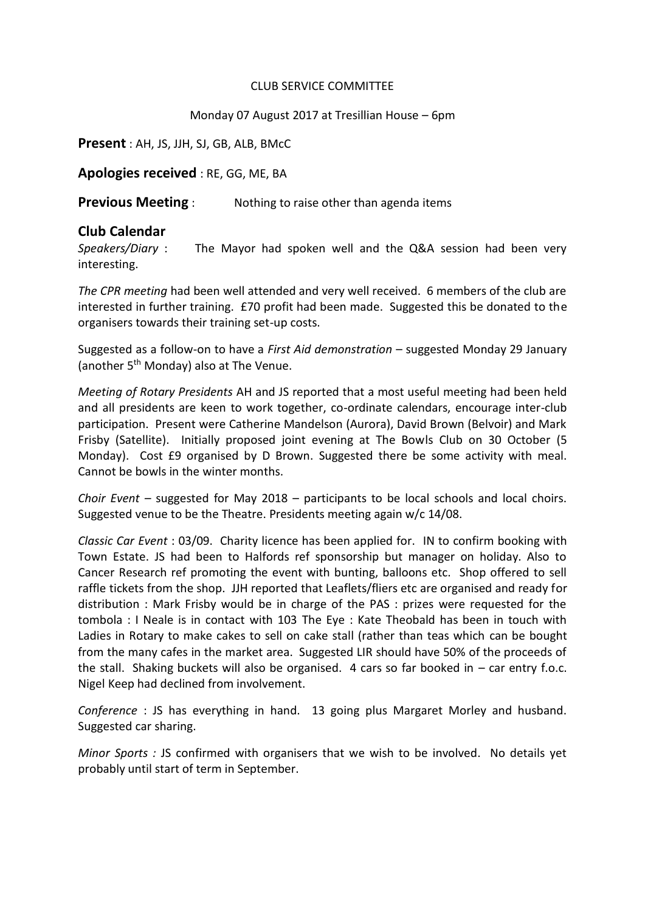CLUB SERVICE COMMITTEE

Monday 07 August 2017 at Tresillian House – 6pm

**Present** : AH, JS, JJH, SJ, GB, ALB, BMcC

**Apologies received** : RE, GG, ME, BA

**Previous Meeting** : Nothing to raise other than agenda items

## Club Calendar

*Speakers/Diary* : The Mayor had spoken well and the Q&A session had been very interesting.

*The CPR meeting* had been well attended and very well received. 6 members of the club are interested in further training. £70 profit had been made. Suggested this be donated to the organisers towards their training set-up costs.

Suggested as a follow-on to have a *First Aid demonstration* – suggested Monday 29 January (another 5th Monday) also at The Venue.

*Meeting of Rotary Presidents* AH and JS reported that a most useful meeting had been held and all presidents are keen to work together, co-ordinate calendars, encourage inter-club participation. Present were Catherine Mandelson (Aurora), David Brown (Belvoir) and Mark Frisby (Satellite). Initially proposed joint evening at The Bowls Club on 30 October (5 Monday). Cost £9 organised by D Brown. Suggested there be some activity with meal. Cannot be bowls in the winter months.

*Choir Event* – suggested for May 2018 – participants to be local schools and local choirs. Suggested venue to be the Theatre. Presidents meeting again w/c 14/08.

*Classic Car Event* : 03/09. Charity licence has been applied for. IN to confirm booking with Town Estate. JS had been to Halfords ref sponsorship but manager on holiday. Also to Cancer Research ref promoting the event with bunting, balloons etc. Shop offered to sell raffle tickets from the shop. JJH reported that Leaflets/fliers etc are organised and ready for distribution : Mark Frisby would be in charge of the PAS : prizes were requested for the tombola : I Neale is in contact with 103 The Eye : Kate Theobald has been in touch with Ladies in Rotary to make cakes to sell on cake stall (rather than teas which can be bought from the many cafes in the market area. Suggested LIR should have 50% of the proceeds of the stall. Shaking buckets will also be organised. 4 cars so far booked in – car entry f.o.c. Nigel Keep had declined from involvement.

*Conference* : JS has everything in hand. 13 going plus Margaret Morley and husband. Suggested car sharing.

*Minor Sports :* JS confirmed with organisers that we wish to be involved. No details yet probably until start of term in September.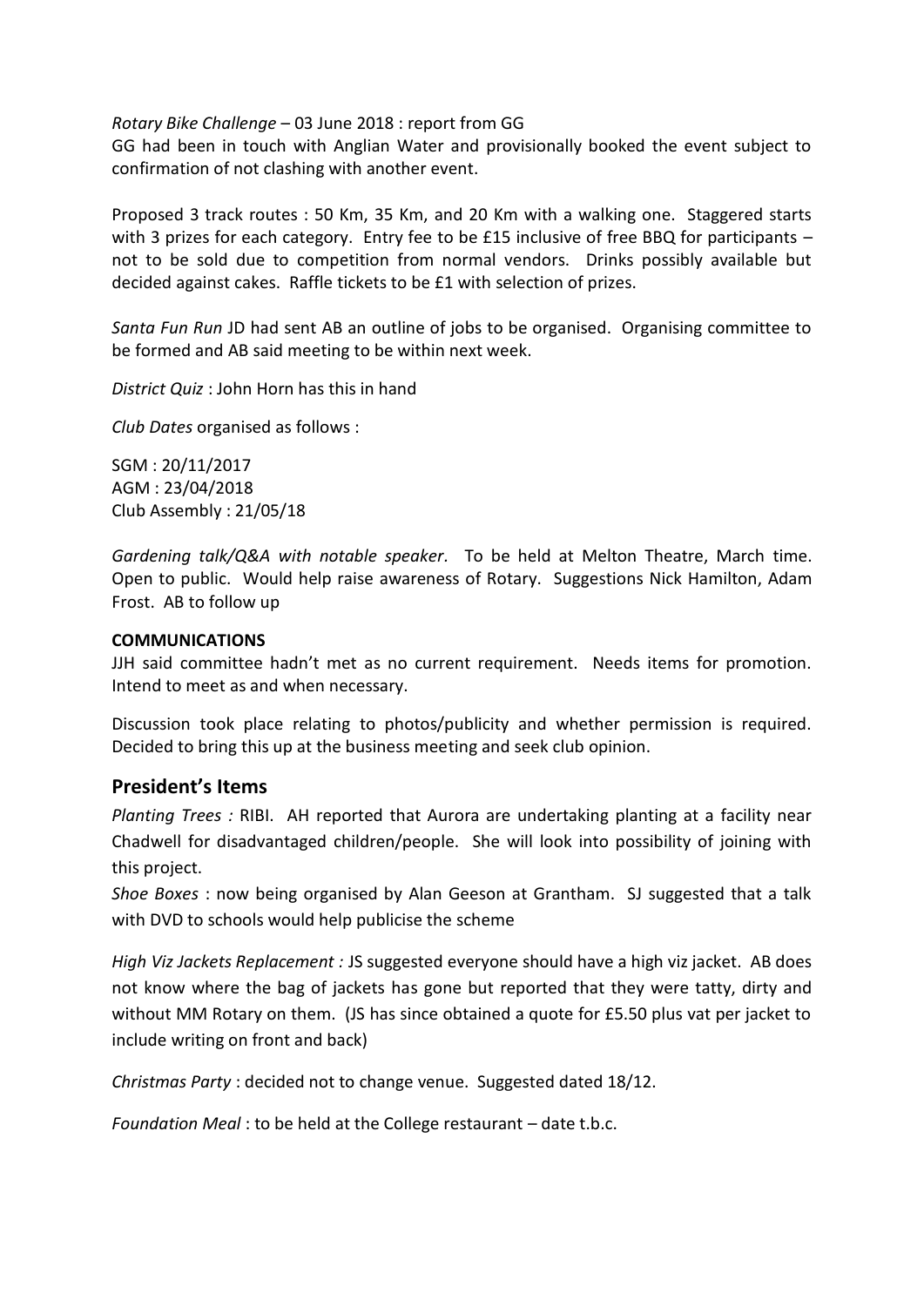*Rotary Bike Challenge* – 03 June 2018 : report from GG

GG had been in touch with Anglian Water and provisionally booked the event subject to confirmation of not clashing with another event.

Proposed 3 track routes : 50 Km, 35 Km, and 20 Km with a walking one. Staggered starts with 3 prizes for each category. Entry fee to be £15 inclusive of free BBQ for participants – not to be sold due to competition from normal vendors. Drinks possibly available but decided against cakes. Raffle tickets to be £1 with selection of prizes.

*Santa Fun Run* JD had sent AB an outline of jobs to be organised. Organising committee to be formed and AB said meeting to be within next week.

*District Quiz* : John Horn has this in hand

*Club Dates* organised as follows :

SGM : 20/11/2017
AGM : 23/04/2018
Club Assembly : 21/05/18

*Gardening talk/Q&A with notable speaker.* To be held at Melton Theatre, March time. Open to public. Would help raise awareness of Rotary. Suggestions Nick Hamilton, Adam Frost. AB to follow up

**COMMUNICATIONS**

JJH said committee hadn't met as no current requirement. Needs items for promotion. Intend to meet as and when necessary.

Discussion took place relating to photos/publicity and whether permission is required. Decided to bring this up at the business meeting and seek club opinion.

## President's Items

*Planting Trees :* RIBI. AH reported that Aurora are undertaking planting at a facility near Chadwell for disadvantaged children/people. She will look into possibility of joining with this project.

*Shoe Boxes* : now being organised by Alan Geeson at Grantham. SJ suggested that a talk with DVD to schools would help publicise the scheme

*High Viz Jackets Replacement :* JS suggested everyone should have a high viz jacket. AB does not know where the bag of jackets has gone but reported that they were tatty, dirty and without MM Rotary on them. (JS has since obtained a quote for £5.50 plus vat per jacket to include writing on front and back)

*Christmas Party* : decided not to change venue. Suggested dated 18/12.

*Foundation Meal* : to be held at the College restaurant – date t.b.c.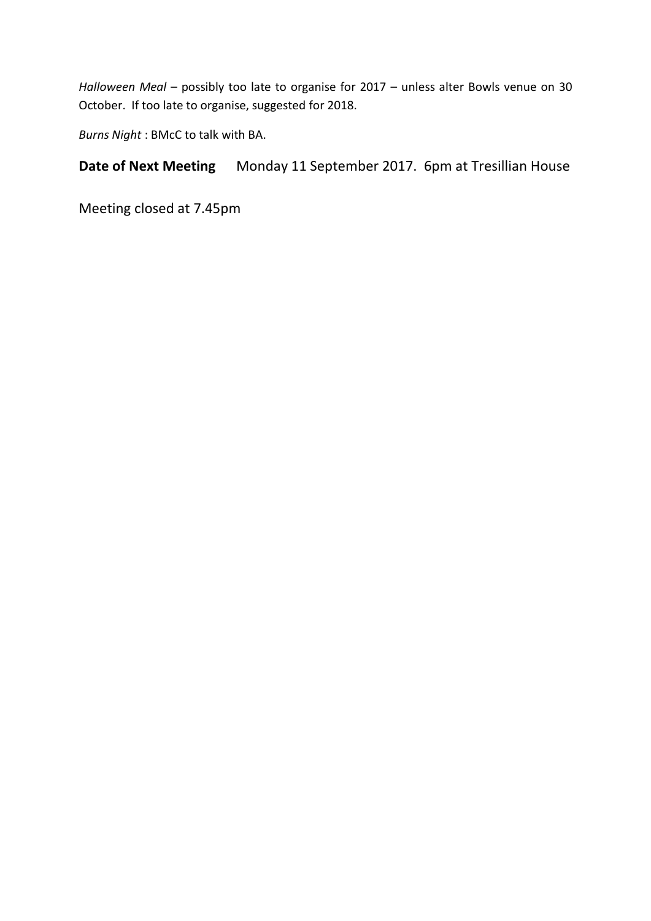*Halloween Meal* – possibly too late to organise for 2017 – unless alter Bowls venue on 30 October. If too late to organise, suggested for 2018.

*Burns Night* : BMcC to talk with BA.

**Date of Next Meeting** Monday 11 September 2017. 6pm at Tresillian House

Meeting closed at 7.45pm